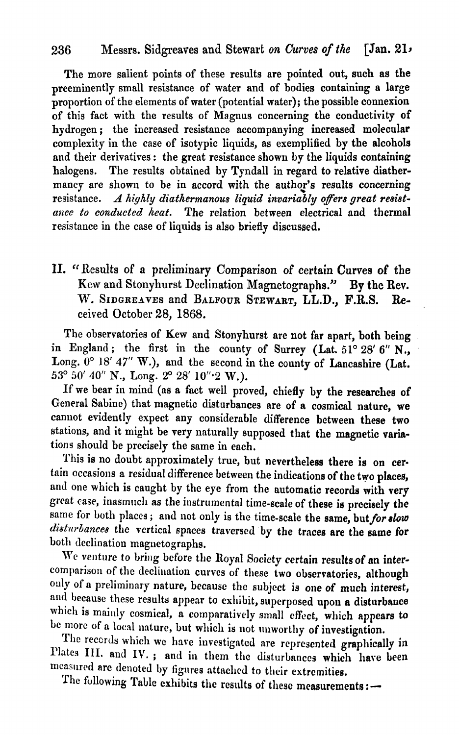The more salient points of these results are pointed out, such as the preeminently small resistance of water and of bodies containing a large proportion of the elements of water (potential water); the possible connexion of this fact with the results of Magnus concerning the conductivity of hydrogen; the increased resistance accompanying increased molecular complexity in the case of isotypic liquids, as exemplified by the alcohols and their derivatives: the great resistance shown by the liquids containing halogens. The results obtained by Tyndall in regard to relative diathermancy are shown to be in accord with the author's results concerning resistance. *A highly diathermanous liquid invariably offers great resistance to conducted heat.* The relation between electrical and thermal resistance in the case of liquids is also briefly discussed.

## II. "Results of a preliminary Comparison of certain Curves of the Kew and Stonyhurst Declination Magnetographs." By the Rev. W. Sidgreaves and Balfour Stewart, LL.D., F.R.S. Received October 28, 1868.

The observatories of Kew and Stonyhurst are not far apart, both being in England; the first in the county of Surrey (Lat. 51° 28′ 6″ N., Long. 0° 18′ 47″ W.), and the second in the county of Lancashire (Lat. 53° 50′ 40″ N., Long. 2° 28′ 10″·2 W.).

If we bear in mind (as a fact well proved, chiefly by the researches of General Sabine) that magnetic disturbances are of a cosmical nature, we cannot evidently expect any considerable difference between these two stations, and it might be very naturally supposed that the magnetic variations should be precisely the same in each.

This is no doubt approximately true, but nevertheless there is on certain occasions a residual difference between the indications of the two places, and one which is caught by the eye from the automatic records with very great ease, inasmuch as the instrumental time-scale of these is precisely the same for both places; and not only is the time-scale the same, but *for slow disturbances* the vertical spaces traversed by the traces are the same for both declination magnetographs.

We venture to bring before the Royal Society certain results of an intercomparison of the declination curves of these two observatories, although only of a preliminary nature, because the subject is one of much interest, and because these results appear to exhibit, superposed upon a disturbance which is mainly cosmical, a comparatively small effect, which appears to be more of a local nature, but which is not unworthy of investigation.

The records which we have investigated are represented graphically in Plates III. and IV.; and in them the disturbances which have been measured are denoted by figures attached to their extremities.

The following Table exhibits the results of these measurements:—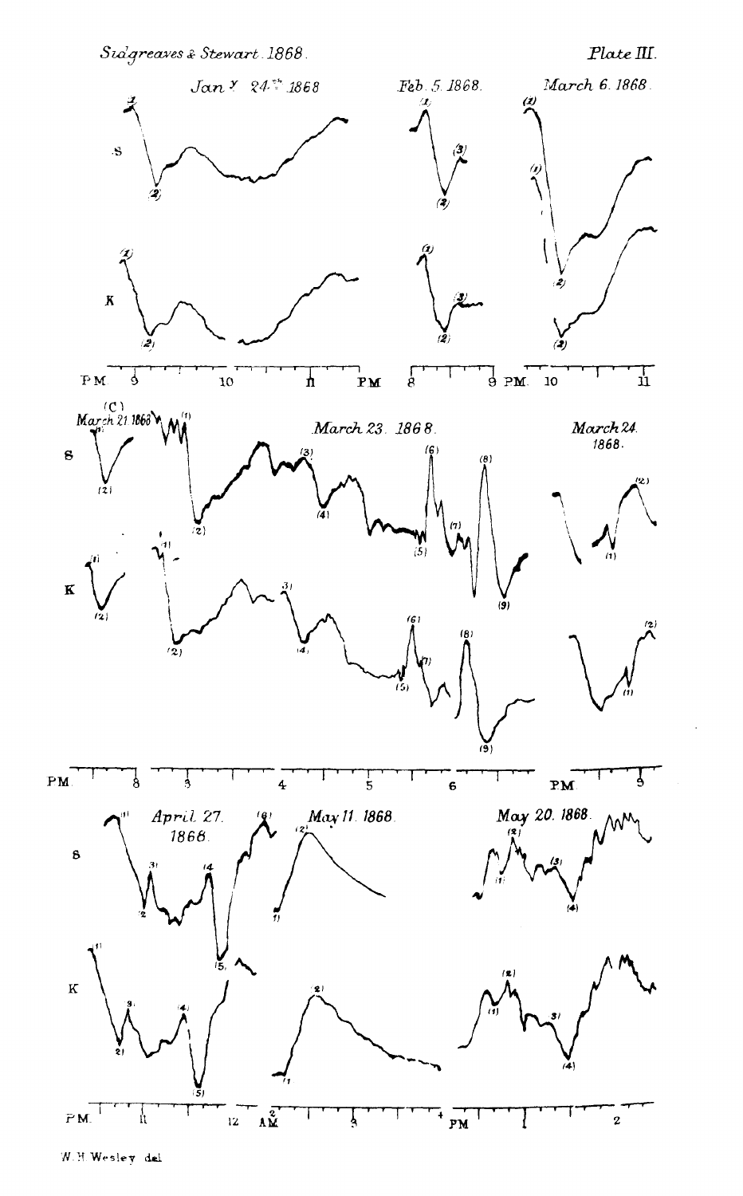Sidgreaves & Stewart. 1868.

Plate III.

Jan^y 24^th 1868

Feb. 5. 1868.

March 6. 1868.

S

K

PM 9 10 11 PM 8 9 PM 10 11

(C) March 21 1868

March 23. 1868.

March 24. 1868.

S

K

PM 8 3 4 5 6 PM 9

April 27. 1868.

May 11. 1868.

May 20. 1868.

S

K

PM 11 12 AM 2 3 4 PM 1 2

W. H. Wesley del.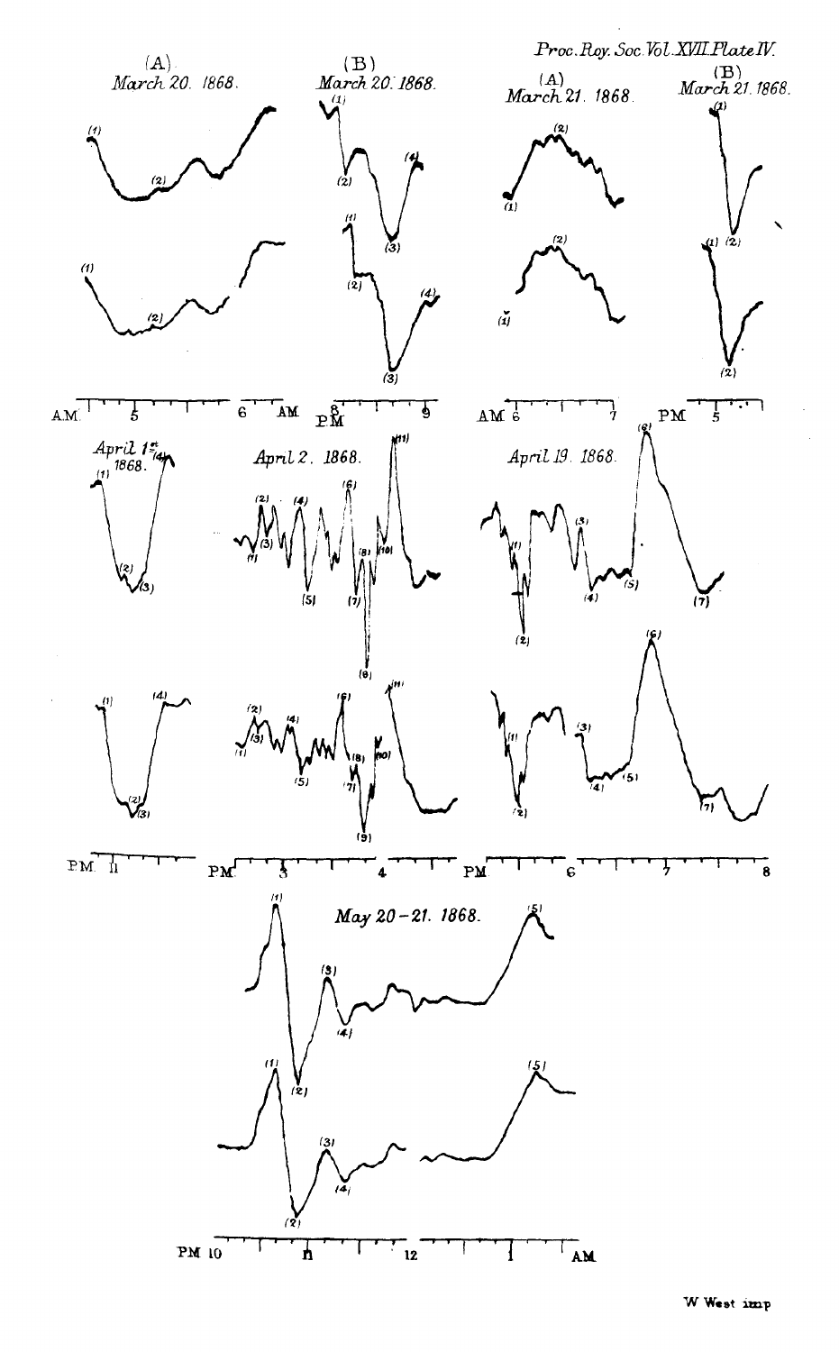Proc. Roy. Soc. Vol. XVII. Plate IV.

(A) March 20. 1868.

(B) March 20. 1868.

(A) March 21. 1868.

(B) March 21. 1868.

April 1st 1868.

April 2. 1868.

April 19. 1868.

May 20-21. 1868.

W West imp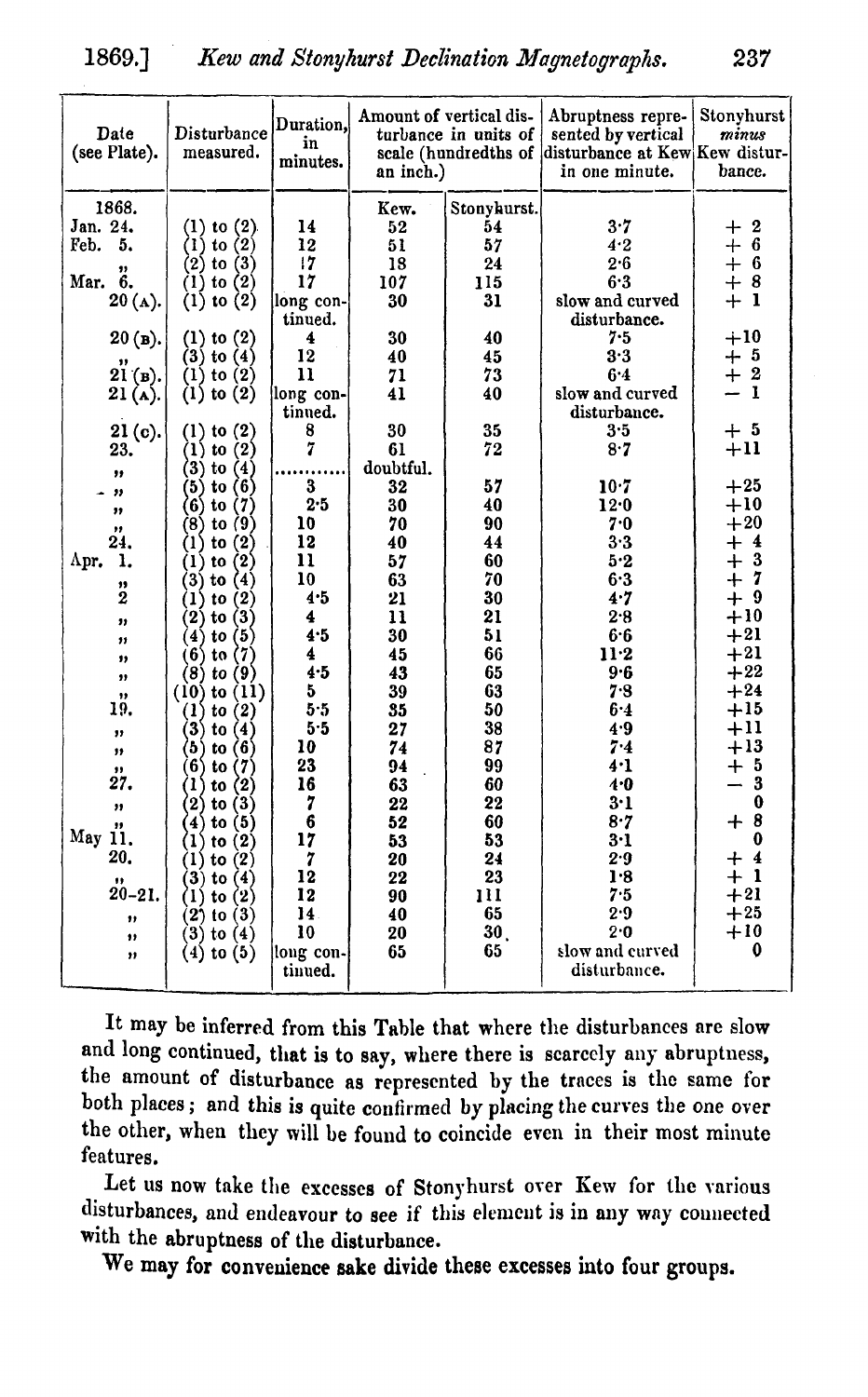| Date (see Plate). | Disturbance measured. | Duration, in minutes. | Amount of vertical disturbance in units of scale (hundredths of an inch.) | | Abruptness represented by vertical disturbance at Kew in one minute. | Stonyhurst *minus* Kew disturbance. |
|---|---|---|---|---|---|---|
| 1868. | | | Kew. | Stonyhurst. | | |
| Jan. 24. | (1) to (2) | 14 | 52 | 54 | 3·7 | + 2 |
| Feb. 5. | (1) to (2) | 12 | 51 | 57 | 4·2 | + 6 |
| ,, | (2) to (3) | 17 | 18 | 24 | 2·6 | + 6 |
| Mar. 6. | (1) to (2) | 17 | 107 | 115 | 6·3 | + 8 |
| 20 (A). | (1) to (2) | long continued. | 30 | 31 | slow and curved disturbance. | + 1 |
| 20 (B). | (1) to (2) | 4 | 30 | 40 | 7·5 | +10 |
| ,, | (3) to (4) | 12 | 40 | 45 | 3·3 | + 5 |
| 21 (B). | (1) to (2) | 11 | 71 | 73 | 6·4 | + 2 |
| 21 (A). | (1) to (2) | long continued. | 41 | 40 | slow and curved disturbance. | − 1 |
| 21 (C). | (1) to (2) | 8 | 30 | 35 | 3·5 | + 5 |
| 23. | (1) to (2) | 7 | 61 | 72 | 8·7 | +11 |
| ,, | (3) to (4) | ........... | doubtful. | | | |
| ,, | (5) to (6) | 3 | 32 | 57 | 10·7 | +25 |
| ,, | (6) to (7) | 2·5 | 30 | 40 | 12·0 | +10 |
| ,, | (8) to (9) | 10 | 70 | 90 | 7·0 | +20 |
| 24. | (1) to (2) | 12 | 40 | 44 | 3·3 | + 4 |
| Apr. 1. | (1) to (2) | 11 | 57 | 60 | 5·2 | + 3 |
| ,, | (3) to (4) | 10 | 63 | 70 | 6·3 | + 7 |
| 2 | (1) to (2) | 4·5 | 21 | 30 | 4·7 | + 9 |
| ,, | (2) to (3) | 4 | 11 | 21 | 2·8 | +10 |
| ,, | (4) to (5) | 4·5 | 30 | 51 | 6·6 | +21 |
| ,, | (6) to (7) | 4 | 45 | 66 | 11·2 | +21 |
| ,, | (8) to (9) | 4·5 | 43 | 65 | 9·6 | +22 |
| ,, | (10) to (11) | 5 | 39 | 63 | 7·8 | +24 |
| 19. | (1) to (2) | 5·5 | 35 | 50 | 6·4 | +15 |
| ,, | (3) to (4) | 5·5 | 27 | 38 | 4·9 | +11 |
| ,, | (5) to (6) | 10 | 74 | 87 | 7·4 | +13 |
| ,, | (6) to (7) | 23 | 94 | 99 | 4·1 | + 5 |
| 27. | (1) to (2) | 16 | 63 | 60 | 4·0 | − 3 |
| ,, | (2) to (3) | 7 | 22 | 22 | 3·1 | 0 |
| ,, | (4) to (5) | 6 | 52 | 60 | 8·7 | + 8 |
| May 11. | (1) to (2) | 17 | 53 | 53 | 3·1 | 0 |
| 20. | (1) to (2) | 7 | 20 | 24 | 2·9 | + 4 |
| ,, | (3) to (4) | 12 | 22 | 23 | 1·8 | + 1 |
| 20–21. | (1) to (2) | 12 | 90 | 111 | 7·5 | +21 |
| ,, | (2) to (3) | 14 | 40 | 65 | 2·9 | +25 |
| ,, | (3) to (4) | 10 | 20 | 30 | 2·0 | +10 |
| ,, | (4) to (5) | long continued. | 65 | 65 | slow and curved disturbance. | 0 |

It may be inferred from this Table that where the disturbances are slow and long continued, that is to say, where there is scarcely any abruptness, the amount of disturbance as represented by the traces is the same for both places; and this is quite confirmed by placing the curves the one over the other, when they will be found to coincide even in their most minute features.

Let us now take the excesses of Stonyhurst over Kew for the various disturbances, and endeavour to see if this element is in any way connected with the abruptness of the disturbance.

We may for convenience sake divide these excesses into four groups.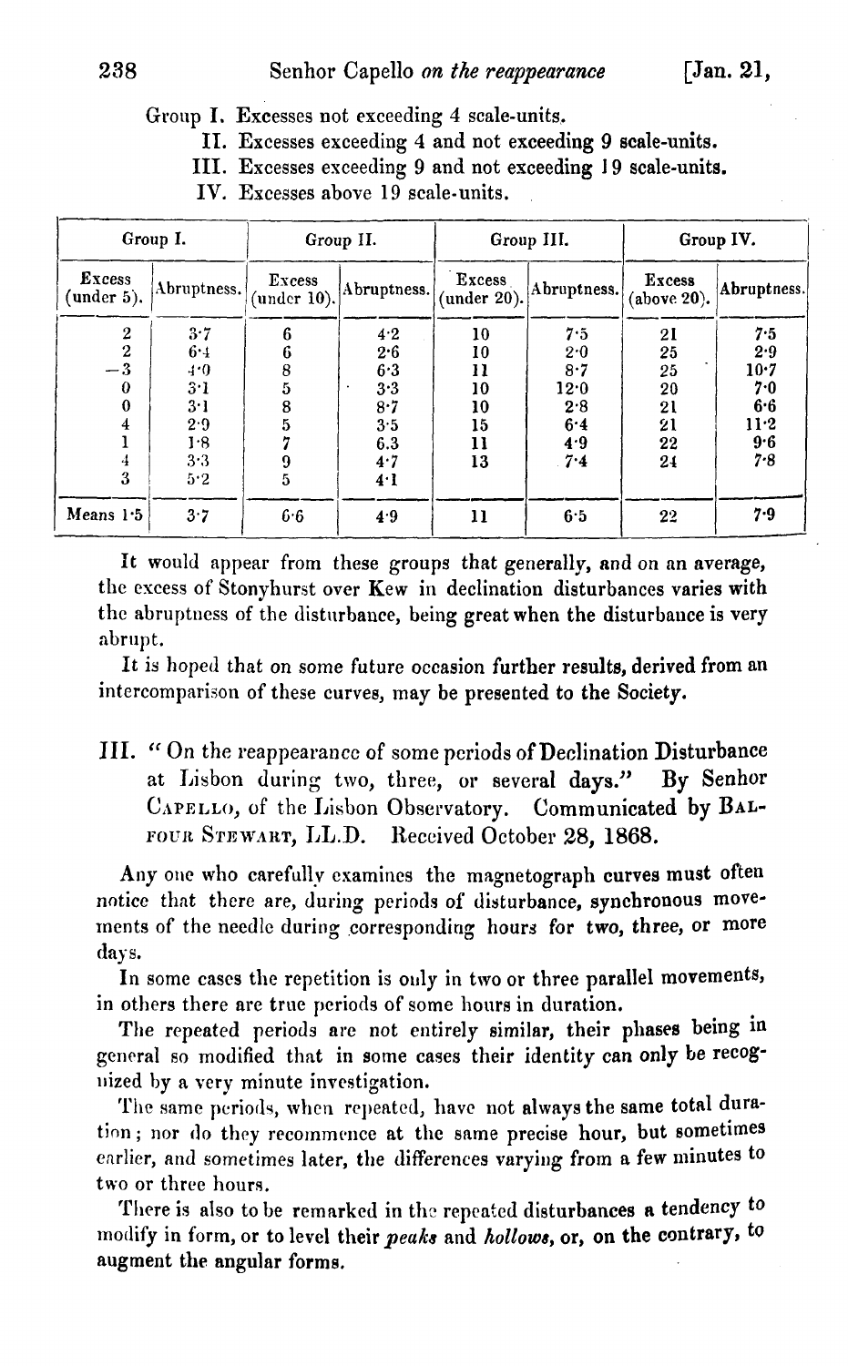Group I. Excesses not exceeding 4 scale-units.

II. Excesses exceeding 4 and not exceeding 9 scale-units.

III. Excesses exceeding 9 and not exceeding 19 scale-units.

IV. Excesses above 19 scale-units.

| Group I. | | Group II. | | Group III. | | Group IV. | |
|---|---|---|---|---|---|---|---|
| Excess (under 5). | Abruptness. | Excess (under 10). | Abruptness. | Excess (under 20). | Abruptness. | Excess (above 20). | Abruptness. |
| 2 | 3·7 | 6 | 4·2 | 10 | 7·5 | 21 | 7·5 |
| 2 | 6·4 | 6 | 2·6 | 10 | 2·0 | 25 | 2·9 |
| −3 | 4·0 | 8 | 6·3 | 11 | 8·7 | 25 | 10·7 |
| 0 | 3·1 | 5 | 3·3 | 10 | 12·0 | 20 | 7·0 |
| 0 | 3·1 | 8 | 8·7 | 10 | 2·8 | 21 | 6·6 |
| 4 | 2·9 | 5 | 3·5 | 15 | 6·4 | 21 | 11·2 |
| 1 | 1·8 | 7 | 6.3 | 11 | 4·9 | 22 | 9·6 |
| 4 | 3·3 | 9 | 4·7 | 13 | 7·4 | 24 | 7·8 |
| 3 | 5·2 | 5 | 4·1 | | | | |
| Means 1·5 | 3·7 | 6·6 | 4·9 | 11 | 6·5 | 22 | 7·9 |

It would appear from these groups that generally, and on an average, the excess of Stonyhurst over Kew in declination disturbances varies with the abruptness of the disturbance, being great when the disturbance is very abrupt.

It is hoped that on some future occasion further results, derived from an intercomparison of these curves, may be presented to the Society.

## III. "On the reappearance of some periods of Declination Disturbance at Lisbon during two, three, or several days." By Senhor Capello, of the Lisbon Observatory. Communicated by Balfour Stewart, LL.D. Received October 28, 1868.

Any one who carefully examines the magnetograph curves must often notice that there are, during periods of disturbance, synchronous movements of the needle during corresponding hours for two, three, or more days.

In some cases the repetition is only in two or three parallel movements, in others there are true periods of some hours in duration.

The repeated periods are not entirely similar, their phases being in general so modified that in some cases their identity can only be recognized by a very minute investigation.

The same periods, when repeated, have not always the same total duration; nor do they recommence at the same precise hour, but sometimes earlier, and sometimes later, the differences varying from a few minutes to two or three hours.

There is also to be remarked in the repeated disturbances a tendency to modify in form, or to level their *peaks* and *hollows*, or, on the contrary, to augment the angular forms.